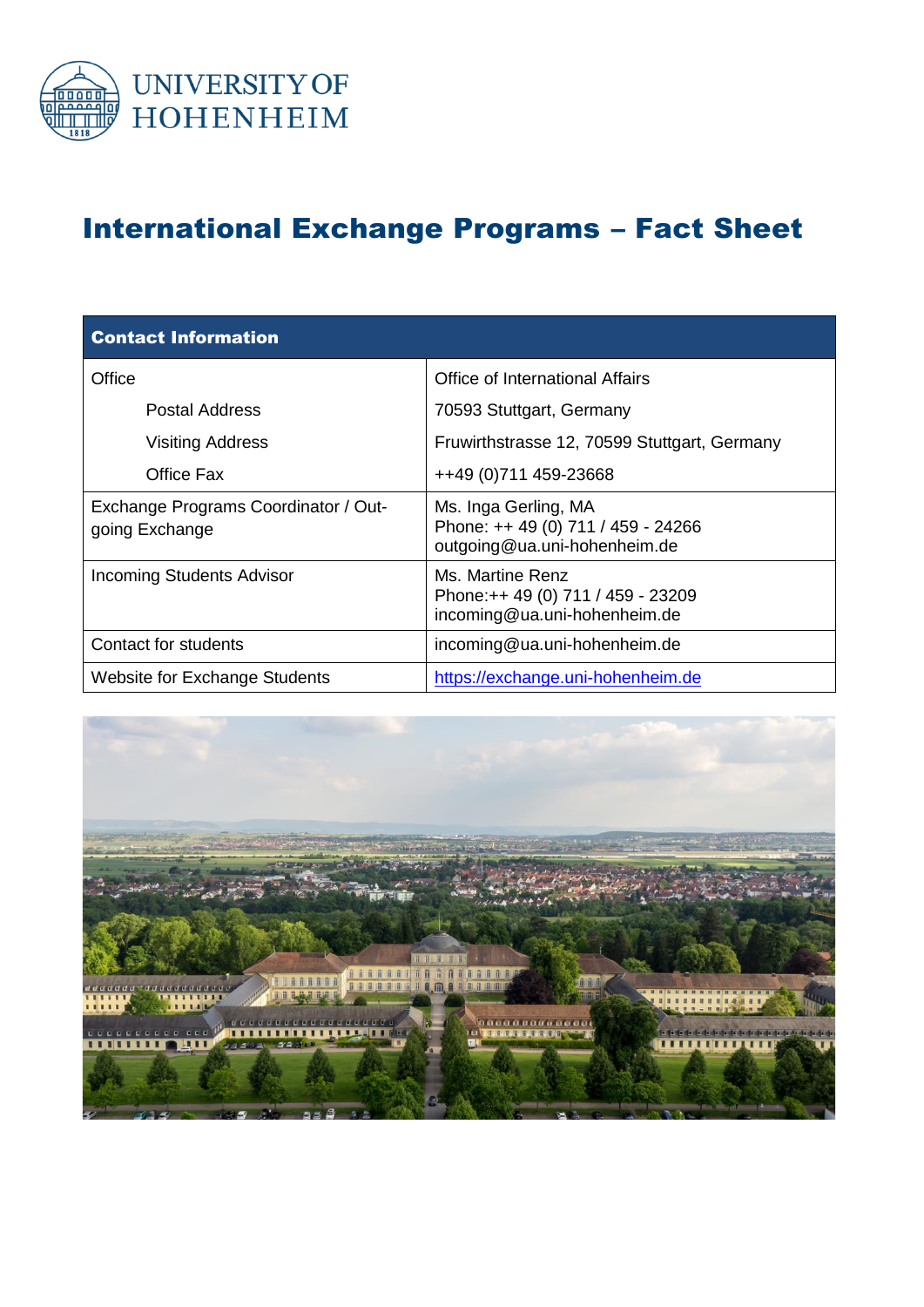UNIVERSITY OF HOHENHEIM

# International Exchange Programs – Fact Sheet

| Contact Information | |
|---|---|
| Office | Office of International Affairs |
| Postal Address | 70593 Stuttgart, Germany |
| Visiting Address | Fruwirthstrasse 12, 70599 Stuttgart, Germany |
| Office Fax | ++49 (0)711 459-23668 |
| Exchange Programs Coordinator / Outgoing Exchange | Ms. Inga Gerling, MA<br>Phone: ++ 49 (0) 711 / 459 - 24266<br>outgoing@ua.uni-hohenheim.de |
| Incoming Students Advisor | Ms. Martine Renz<br>Phone:++ 49 (0) 711 / 459 - 23209<br>incoming@ua.uni-hohenheim.de |
| Contact for students | incoming@ua.uni-hohenheim.de |
| Website for Exchange Students | https://exchange.uni-hohenheim.de |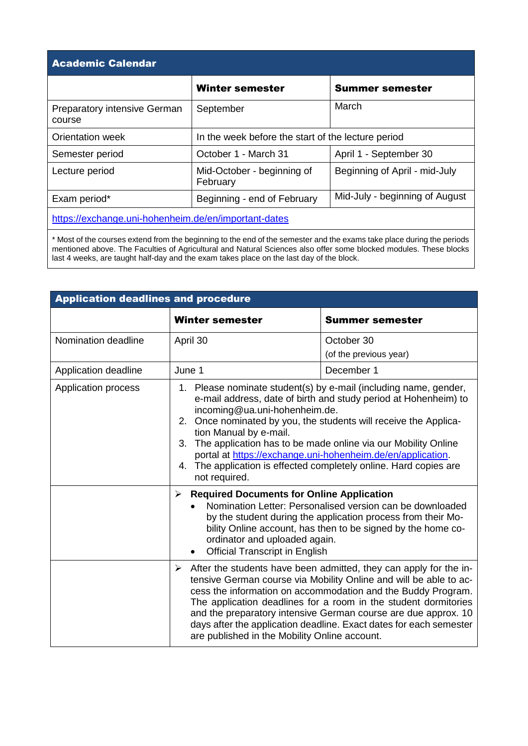## Academic Calendar

| | Winter semester | Summer semester |
|---|---|---|
| Preparatory intensive German course | September | March |
| Orientation week | In the week before the start of the lecture period | |
| Semester period | October 1 - March 31 | April 1 - September 30 |
| Lecture period | Mid-October - beginning of February | Beginning of April - mid-July |
| Exam period* | Beginning - end of February | Mid-July - beginning of August |

https://exchange.uni-hohenheim.de/en/important-dates

* Most of the courses extend from the beginning to the end of the semester and the exams take place during the periods mentioned above. The Faculties of Agricultural and Natural Sciences also offer some blocked modules. These blocks last 4 weeks, are taught half-day and the exam takes place on the last day of the block.

## Application deadlines and procedure

| | Winter semester | Summer semester |
|---|---|---|
| Nomination deadline | April 30 | October 30 (of the previous year) |
| Application deadline | June 1 | December 1 |

**Application process**

1. Please nominate student(s) by e-mail (including name, gender, e-mail address, date of birth and study period at Hohenheim) to incoming@ua.uni-hohenheim.de.
2. Once nominated by you, the students will receive the Application Manual by e-mail.
3. The application has to be made online via our Mobility Online portal at https://exchange.uni-hohenheim.de/en/application.
4. The application is effected completely online. Hard copies are not required.

- **Required Documents for Online Application**
  - Nomination Letter: Personalised version can be downloaded by the student during the application process from their Mobility Online account, has then to be signed by the home coordinator and uploaded again.
  - Official Transcript in English

- After the students have been admitted, they can apply for the intensive German course via Mobility Online and will be able to access the information on accommodation and the Buddy Program. The application deadlines for a room in the student dormitories and the preparatory intensive German course are due approx. 10 days after the application deadline. Exact dates for each semester are published in the Mobility Online account.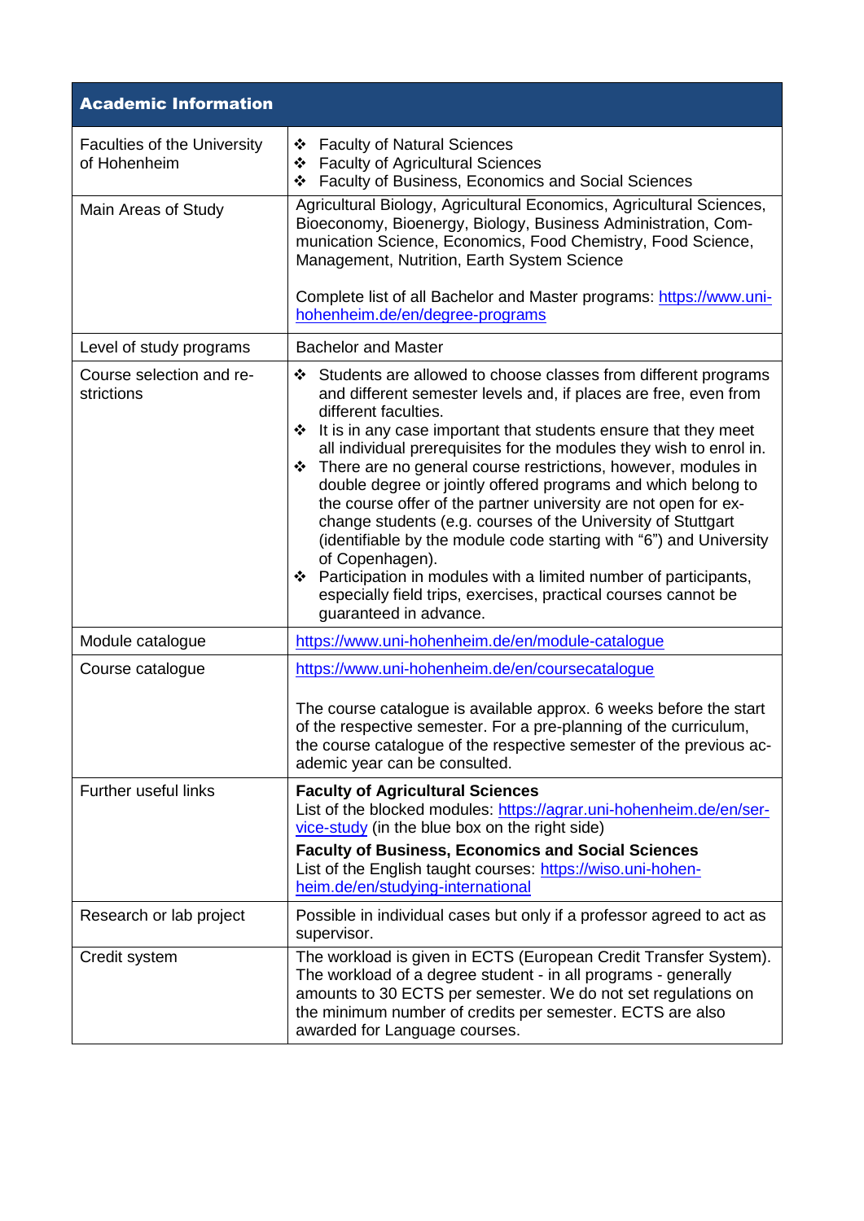| Academic Information | |
|---|---|
| Faculties of the University of Hohenheim | ❖ Faculty of Natural Sciences<br>❖ Faculty of Agricultural Sciences<br>❖ Faculty of Business, Economics and Social Sciences |
| Main Areas of Study | Agricultural Biology, Agricultural Economics, Agricultural Sciences, Bioeconomy, Bioenergy, Biology, Business Administration, Communication Science, Economics, Food Chemistry, Food Science, Management, Nutrition, Earth System Science<br><br>Complete list of all Bachelor and Master programs: [https://www.uni-hohenheim.de/en/degree-programs](https://www.uni-hohenheim.de/en/degree-programs) |
| Level of study programs | Bachelor and Master |
| Course selection and restrictions | ❖ Students are allowed to choose classes from different programs and different semester levels and, if places are free, even from different faculties.<br>❖ It is in any case important that students ensure that they meet all individual prerequisites for the modules they wish to enrol in.<br>❖ There are no general course restrictions, however, modules in double degree or jointly offered programs and which belong to the course offer of the partner university are not open for exchange students (e.g. courses of the University of Stuttgart (identifiable by the module code starting with "6") and University of Copenhagen).<br>❖ Participation in modules with a limited number of participants, especially field trips, exercises, practical courses cannot be guaranteed in advance. |
| Module catalogue | [https://www.uni-hohenheim.de/en/module-catalogue](https://www.uni-hohenheim.de/en/module-catalogue) |
| Course catalogue | [https://www.uni-hohenheim.de/en/coursecatalogue](https://www.uni-hohenheim.de/en/coursecatalogue)<br><br>The course catalogue is available approx. 6 weeks before the start of the respective semester. For a pre-planning of the curriculum, the course catalogue of the respective semester of the previous academic year can be consulted. |
| Further useful links | **Faculty of Agricultural Sciences**<br>List of the blocked modules: [https://agrar.uni-hohenheim.de/en/service-study](https://agrar.uni-hohenheim.de/en/service-study) (in the blue box on the right side)<br>**Faculty of Business, Economics and Social Sciences**<br>List of the English taught courses: [https://wiso.uni-hohenheim.de/en/studying-international](https://wiso.uni-hohenheim.de/en/studying-international) |
| Research or lab project | Possible in individual cases but only if a professor agreed to act as supervisor. |
| Credit system | The workload is given in ECTS (European Credit Transfer System). The workload of a degree student - in all programs - generally amounts to 30 ECTS per semester. We do not set regulations on the minimum number of credits per semester. ECTS are also awarded for Language courses. |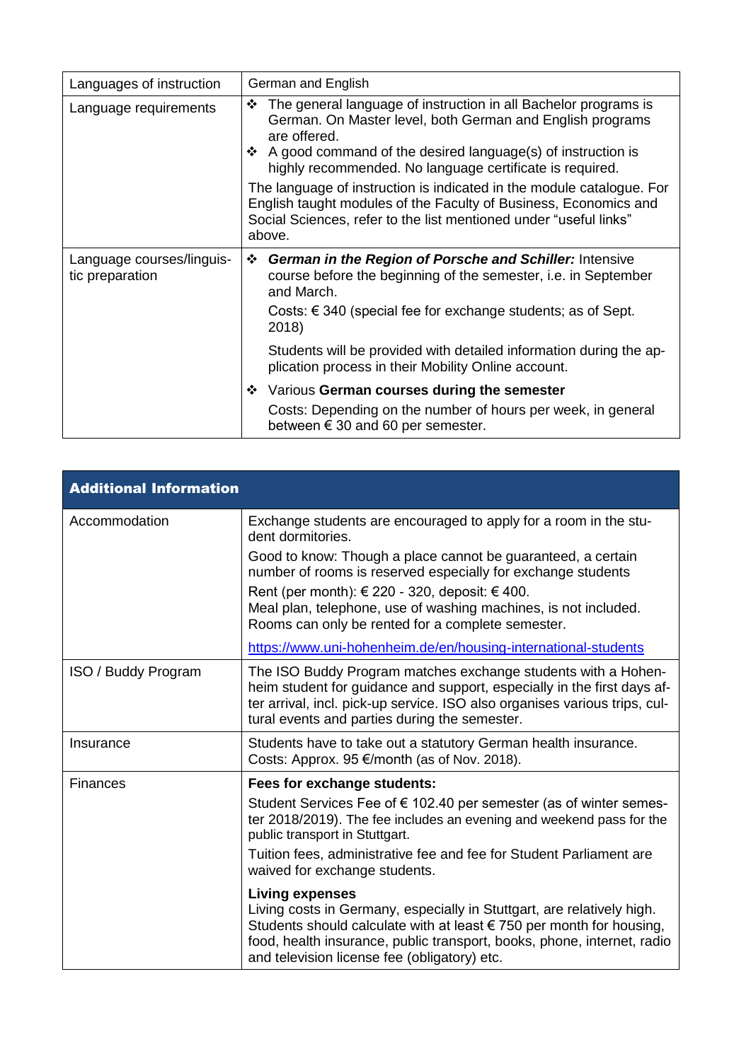| Languages of instruction | German and English |
| --- | --- |
| Language requirements | ❖ The general language of instruction in all Bachelor programs is German. On Master level, both German and English programs are offered.<br>❖ A good command of the desired language(s) of instruction is highly recommended. No language certificate is required.<br>The language of instruction is indicated in the module catalogue. For English taught modules of the Faculty of Business, Economics and Social Sciences, refer to the list mentioned under "useful links" above. |
| Language courses/linguistic preparation | ❖ ***German in the Region of Porsche and Schiller:*** Intensive course before the beginning of the semester, i.e. in September and March.<br>Costs: € 340 (special fee for exchange students; as of Sept. 2018)<br>Students will be provided with detailed information during the application process in their Mobility Online account.<br>❖ Various **German courses during the semester**<br>Costs: Depending on the number of hours per week, in general between € 30 and 60 per semester. |

| **Additional Information** | |
| --- | --- |
| Accommodation | Exchange students are encouraged to apply for a room in the student dormitories.<br>Good to know: Though a place cannot be guaranteed, a certain number of rooms is reserved especially for exchange students<br>Rent (per month): € 220 - 320, deposit: € 400.<br>Meal plan, telephone, use of washing machines, is not included. Rooms can only be rented for a complete semester.<br>https://www.uni-hohenheim.de/en/housing-international-students |
| ISO / Buddy Program | The ISO Buddy Program matches exchange students with a Hohenheim student for guidance and support, especially in the first days after arrival, incl. pick-up service. ISO also organises various trips, cultural events and parties during the semester. |
| Insurance | Students have to take out a statutory German health insurance. Costs: Approx. 95 €/month (as of Nov. 2018). |
| Finances | **Fees for exchange students:**<br>Student Services Fee of € 102.40 per semester (as of winter semester 2018/2019). The fee includes an evening and weekend pass for the public transport in Stuttgart.<br>Tuition fees, administrative fee and fee for Student Parliament are waived for exchange students.<br>**Living expenses**<br>Living costs in Germany, especially in Stuttgart, are relatively high. Students should calculate with at least € 750 per month for housing, food, health insurance, public transport, books, phone, internet, radio and television license fee (obligatory) etc. |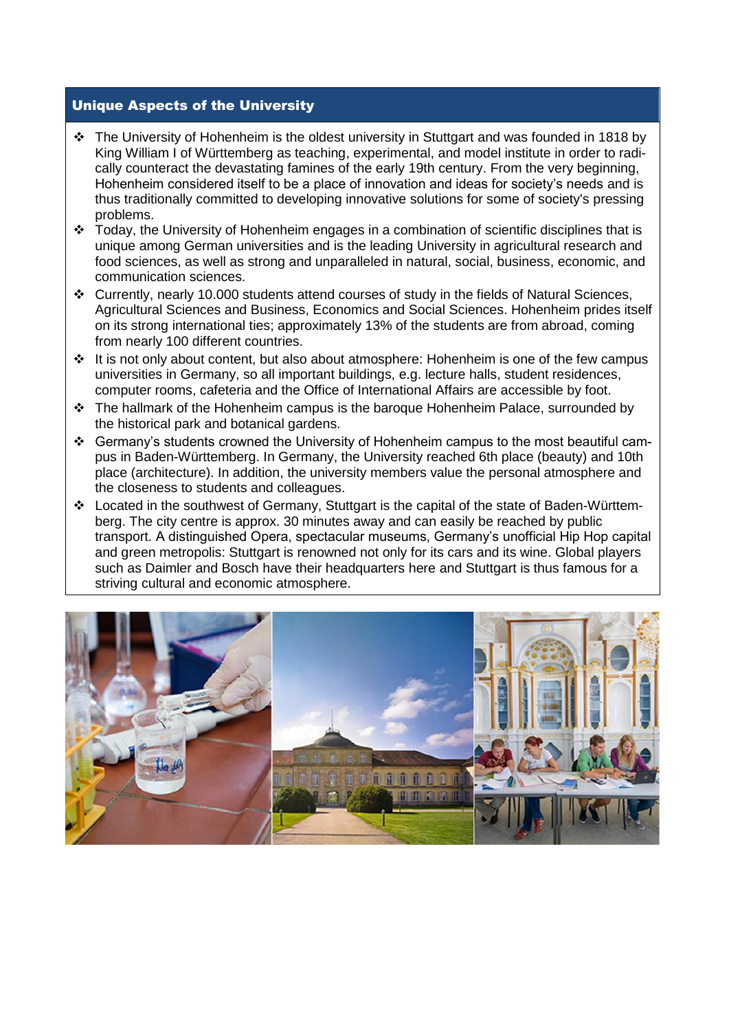## Unique Aspects of the University

- The University of Hohenheim is the oldest university in Stuttgart and was founded in 1818 by King William I of Württemberg as teaching, experimental, and model institute in order to radically counteract the devastating famines of the early 19th century. From the very beginning, Hohenheim considered itself to be a place of innovation and ideas for society's needs and is thus traditionally committed to developing innovative solutions for some of society's pressing problems.
- Today, the University of Hohenheim engages in a combination of scientific disciplines that is unique among German universities and is the leading University in agricultural research and food sciences, as well as strong and unparalleled in natural, social, business, economic, and communication sciences.
- Currently, nearly 10.000 students attend courses of study in the fields of Natural Sciences, Agricultural Sciences and Business, Economics and Social Sciences. Hohenheim prides itself on its strong international ties; approximately 13% of the students are from abroad, coming from nearly 100 different countries.
- It is not only about content, but also about atmosphere: Hohenheim is one of the few campus universities in Germany, so all important buildings, e.g. lecture halls, student residences, computer rooms, cafeteria and the Office of International Affairs are accessible by foot.
- The hallmark of the Hohenheim campus is the baroque Hohenheim Palace, surrounded by the historical park and botanical gardens.
- Germany's students crowned the University of Hohenheim campus to the most beautiful campus in Baden-Württemberg. In Germany, the University reached 6th place (beauty) and 10th place (architecture). In addition, the university members value the personal atmosphere and the closeness to students and colleagues.
- Located in the southwest of Germany, Stuttgart is the capital of the state of Baden-Württemberg. The city centre is approx. 30 minutes away and can easily be reached by public transport. A distinguished Opera, spectacular museums, Germany's unofficial Hip Hop capital and green metropolis: Stuttgart is renowned not only for its cars and its wine. Global players such as Daimler and Bosch have their headquarters here and Stuttgart is thus famous for a striving cultural and economic atmosphere.